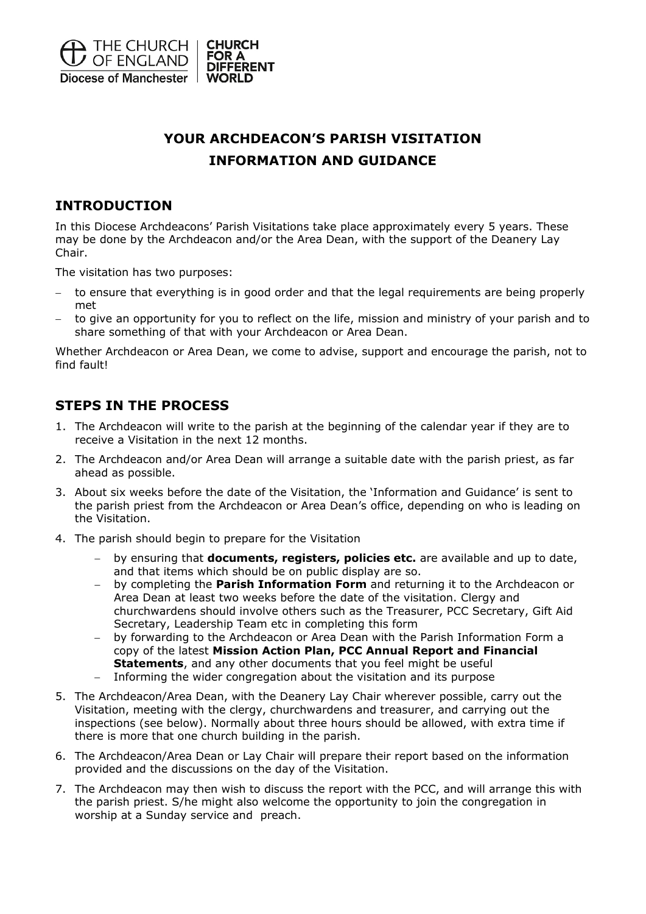THE CHURCH OF ENGLAND
Diocese of Manchester

CHURCH FOR A DIFFERENT WORLD

# YOUR ARCHDEACON'S PARISH VISITATION
# INFORMATION AND GUIDANCE

## INTRODUCTION

In this Diocese Archdeacons' Parish Visitations take place approximately every 5 years. These may be done by the Archdeacon and/or the Area Dean, with the support of the Deanery Lay Chair.

The visitation has two purposes:

- to ensure that everything is in good order and that the legal requirements are being properly met
- to give an opportunity for you to reflect on the life, mission and ministry of your parish and to share something of that with your Archdeacon or Area Dean.

Whether Archdeacon or Area Dean, we come to advise, support and encourage the parish, not to find fault!

## STEPS IN THE PROCESS

1. The Archdeacon will write to the parish at the beginning of the calendar year if they are to receive a Visitation in the next 12 months.
2. The Archdeacon and/or Area Dean will arrange a suitable date with the parish priest, as far ahead as possible.
3. About six weeks before the date of the Visitation, the 'Information and Guidance' is sent to the parish priest from the Archdeacon or Area Dean's office, depending on who is leading on the Visitation.
4. The parish should begin to prepare for the Visitation
   - by ensuring that **documents, registers, policies etc.** are available and up to date, and that items which should be on public display are so.
   - by completing the **Parish Information Form** and returning it to the Archdeacon or Area Dean at least two weeks before the date of the visitation. Clergy and churchwardens should involve others such as the Treasurer, PCC Secretary, Gift Aid Secretary, Leadership Team etc in completing this form
   - by forwarding to the Archdeacon or Area Dean with the Parish Information Form a copy of the latest **Mission Action Plan, PCC Annual Report and Financial Statements**, and any other documents that you feel might be useful
   - Informing the wider congregation about the visitation and its purpose
5. The Archdeacon/Area Dean, with the Deanery Lay Chair wherever possible, carry out the Visitation, meeting with the clergy, churchwardens and treasurer, and carrying out the inspections (see below). Normally about three hours should be allowed, with extra time if there is more that one church building in the parish.
6. The Archdeacon/Area Dean or Lay Chair will prepare their report based on the information provided and the discussions on the day of the Visitation.
7. The Archdeacon may then wish to discuss the report with the PCC, and will arrange this with the parish priest. S/he might also welcome the opportunity to join the congregation in worship at a Sunday service and preach.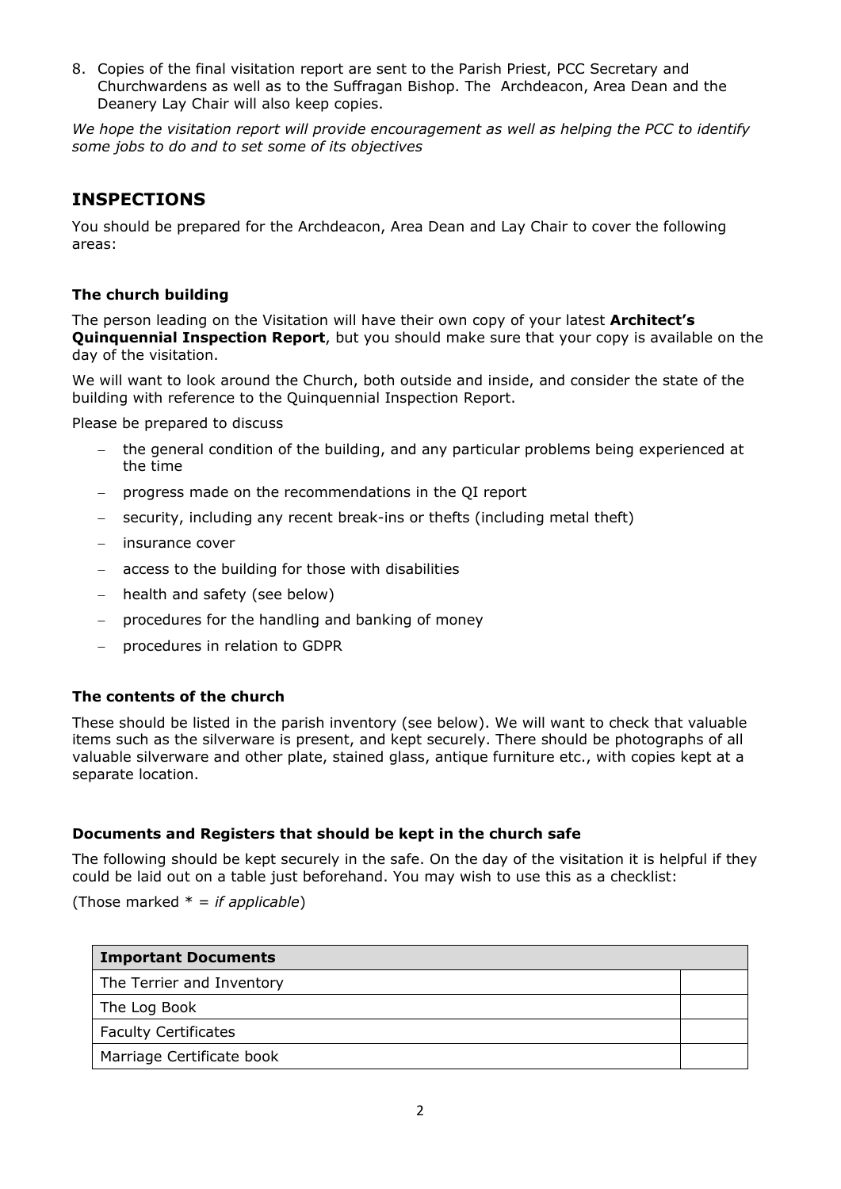8. Copies of the final visitation report are sent to the Parish Priest, PCC Secretary and Churchwardens as well as to the Suffragan Bishop. The Archdeacon, Area Dean and the Deanery Lay Chair will also keep copies.

*We hope the visitation report will provide encouragement as well as helping the PCC to identify some jobs to do and to set some of its objectives*

## INSPECTIONS

You should be prepared for the Archdeacon, Area Dean and Lay Chair to cover the following areas:

### The church building

The person leading on the Visitation will have their own copy of your latest **Architect's Quinquennial Inspection Report**, but you should make sure that your copy is available on the day of the visitation.

We will want to look around the Church, both outside and inside, and consider the state of the building with reference to the Quinquennial Inspection Report.

Please be prepared to discuss

- the general condition of the building, and any particular problems being experienced at the time
- progress made on the recommendations in the QI report
- security, including any recent break-ins or thefts (including metal theft)
- insurance cover
- access to the building for those with disabilities
- health and safety (see below)
- procedures for the handling and banking of money
- procedures in relation to GDPR

### The contents of the church

These should be listed in the parish inventory (see below). We will want to check that valuable items such as the silverware is present, and kept securely. There should be photographs of all valuable silverware and other plate, stained glass, antique furniture etc., with copies kept at a separate location.

### Documents and Registers that should be kept in the church safe

The following should be kept securely in the safe. On the day of the visitation it is helpful if they could be laid out on a table just beforehand. You may wish to use this as a checklist:

(Those marked * = *if applicable*)

| Important Documents | |
|---|---|
| The Terrier and Inventory | |
| The Log Book | |
| Faculty Certificates | |
| Marriage Certificate book | |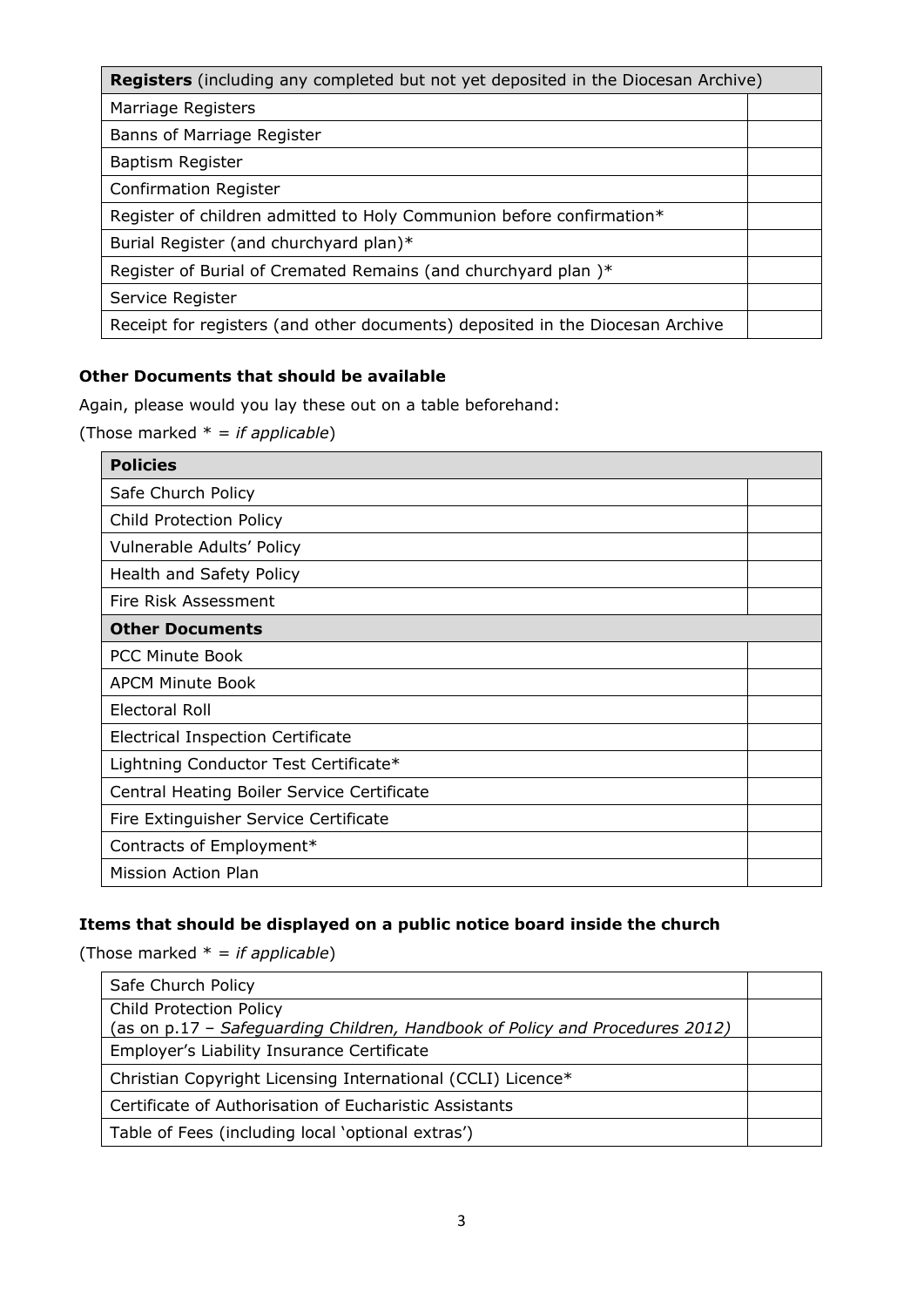| **Registers** (including any completed but not yet deposited in the Diocesan Archive) | |
|---|---|
| Marriage Registers | |
| Banns of Marriage Register | |
| Baptism Register | |
| Confirmation Register | |
| Register of children admitted to Holy Communion before confirmation* | |
| Burial Register (and churchyard plan)* | |
| Register of Burial of Cremated Remains (and churchyard plan )* | |
| Service Register | |
| Receipt for registers (and other documents) deposited in the Diocesan Archive | |

### Other Documents that should be available

Again, please would you lay these out on a table beforehand:

(Those marked * = *if applicable*)

| **Policies** | |
|---|---|
| Safe Church Policy | |
| Child Protection Policy | |
| Vulnerable Adults' Policy | |
| Health and Safety Policy | |
| Fire Risk Assessment | |
| **Other Documents** | |
| PCC Minute Book | |
| APCM Minute Book | |
| Electoral Roll | |
| Electrical Inspection Certificate | |
| Lightning Conductor Test Certificate* | |
| Central Heating Boiler Service Certificate | |
| Fire Extinguisher Service Certificate | |
| Contracts of Employment* | |
| Mission Action Plan | |

### Items that should be displayed on a public notice board inside the church

(Those marked * = *if applicable*)

| | |
|---|---|
| Safe Church Policy | |
| Child Protection Policy<br>(as on p.17 – *Safeguarding Children, Handbook of Policy and Procedures 2012)* | |
| Employer's Liability Insurance Certificate | |
| Christian Copyright Licensing International (CCLI) Licence* | |
| Certificate of Authorisation of Eucharistic Assistants | |
| Table of Fees (including local 'optional extras') | |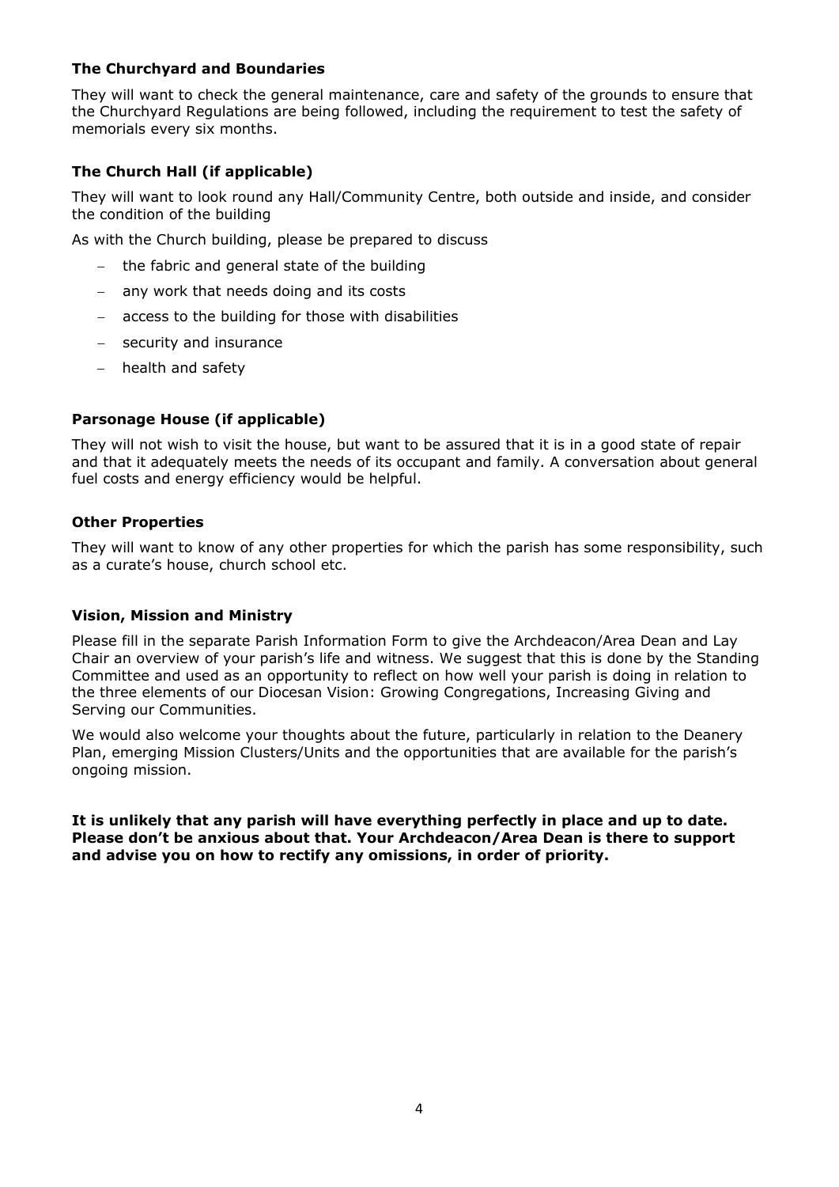**The Churchyard and Boundaries**

They will want to check the general maintenance, care and safety of the grounds to ensure that the Churchyard Regulations are being followed, including the requirement to test the safety of memorials every six months.

**The Church Hall (if applicable)**

They will want to look round any Hall/Community Centre, both outside and inside, and consider the condition of the building

As with the Church building, please be prepared to discuss

- the fabric and general state of the building
- any work that needs doing and its costs
- access to the building for those with disabilities
- security and insurance
- health and safety

**Parsonage House (if applicable)**

They will not wish to visit the house, but want to be assured that it is in a good state of repair and that it adequately meets the needs of its occupant and family. A conversation about general fuel costs and energy efficiency would be helpful.

**Other Properties**

They will want to know of any other properties for which the parish has some responsibility, such as a curate's house, church school etc.

**Vision, Mission and Ministry**

Please fill in the separate Parish Information Form to give the Archdeacon/Area Dean and Lay Chair an overview of your parish's life and witness. We suggest that this is done by the Standing Committee and used as an opportunity to reflect on how well your parish is doing in relation to the three elements of our Diocesan Vision: Growing Congregations, Increasing Giving and Serving our Communities.

We would also welcome your thoughts about the future, particularly in relation to the Deanery Plan, emerging Mission Clusters/Units and the opportunities that are available for the parish's ongoing mission.

**It is unlikely that any parish will have everything perfectly in place and up to date. Please don't be anxious about that. Your Archdeacon/Area Dean is there to support and advise you on how to rectify any omissions, in order of priority.**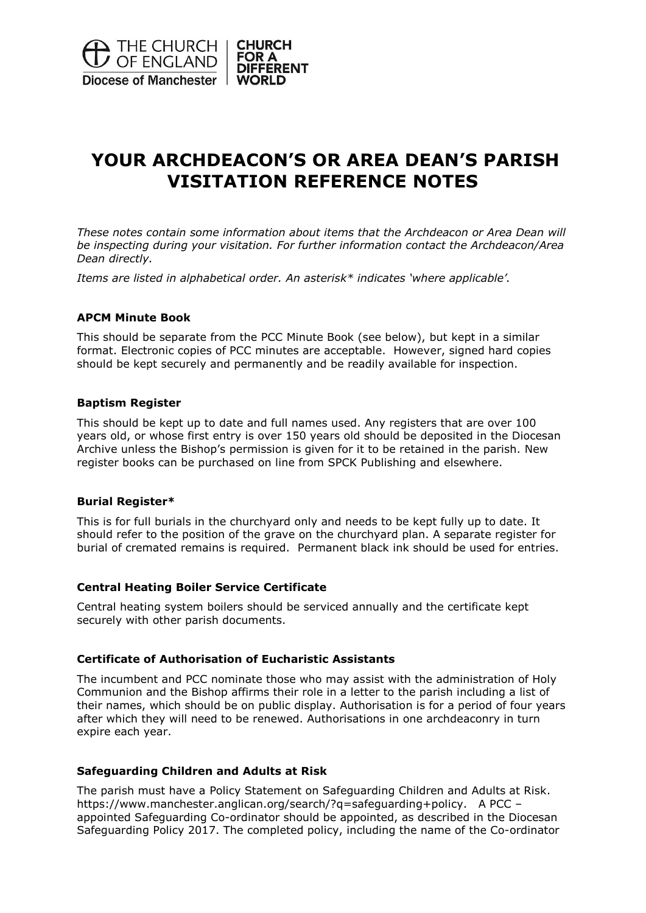# YOUR ARCHDEACON'S OR AREA DEAN'S PARISH VISITATION REFERENCE NOTES

*These notes contain some information about items that the Archdeacon or Area Dean will be inspecting during your visitation. For further information contact the Archdeacon/Area Dean directly.*

*Items are listed in alphabetical order. An asterisk* indicates 'where applicable'.*

**APCM Minute Book**

This should be separate from the PCC Minute Book (see below), but kept in a similar format. Electronic copies of PCC minutes are acceptable. However, signed hard copies should be kept securely and permanently and be readily available for inspection.

**Baptism Register**

This should be kept up to date and full names used. Any registers that are over 100 years old, or whose first entry is over 150 years old should be deposited in the Diocesan Archive unless the Bishop's permission is given for it to be retained in the parish. New register books can be purchased on line from SPCK Publishing and elsewhere.

**Burial Register***

This is for full burials in the churchyard only and needs to be kept fully up to date. It should refer to the position of the grave on the churchyard plan. A separate register for burial of cremated remains is required. Permanent black ink should be used for entries.

**Central Heating Boiler Service Certificate**

Central heating system boilers should be serviced annually and the certificate kept securely with other parish documents.

**Certificate of Authorisation of Eucharistic Assistants**

The incumbent and PCC nominate those who may assist with the administration of Holy Communion and the Bishop affirms their role in a letter to the parish including a list of their names, which should be on public display. Authorisation is for a period of four years after which they will need to be renewed. Authorisations in one archdeaconry in turn expire each year.

**Safeguarding Children and Adults at Risk**

The parish must have a Policy Statement on Safeguarding Children and Adults at Risk. https://www.manchester.anglican.org/search/?q=safeguarding+policy. A PCC – appointed Safeguarding Co-ordinator should be appointed, as described in the Diocesan Safeguarding Policy 2017. The completed policy, including the name of the Co-ordinator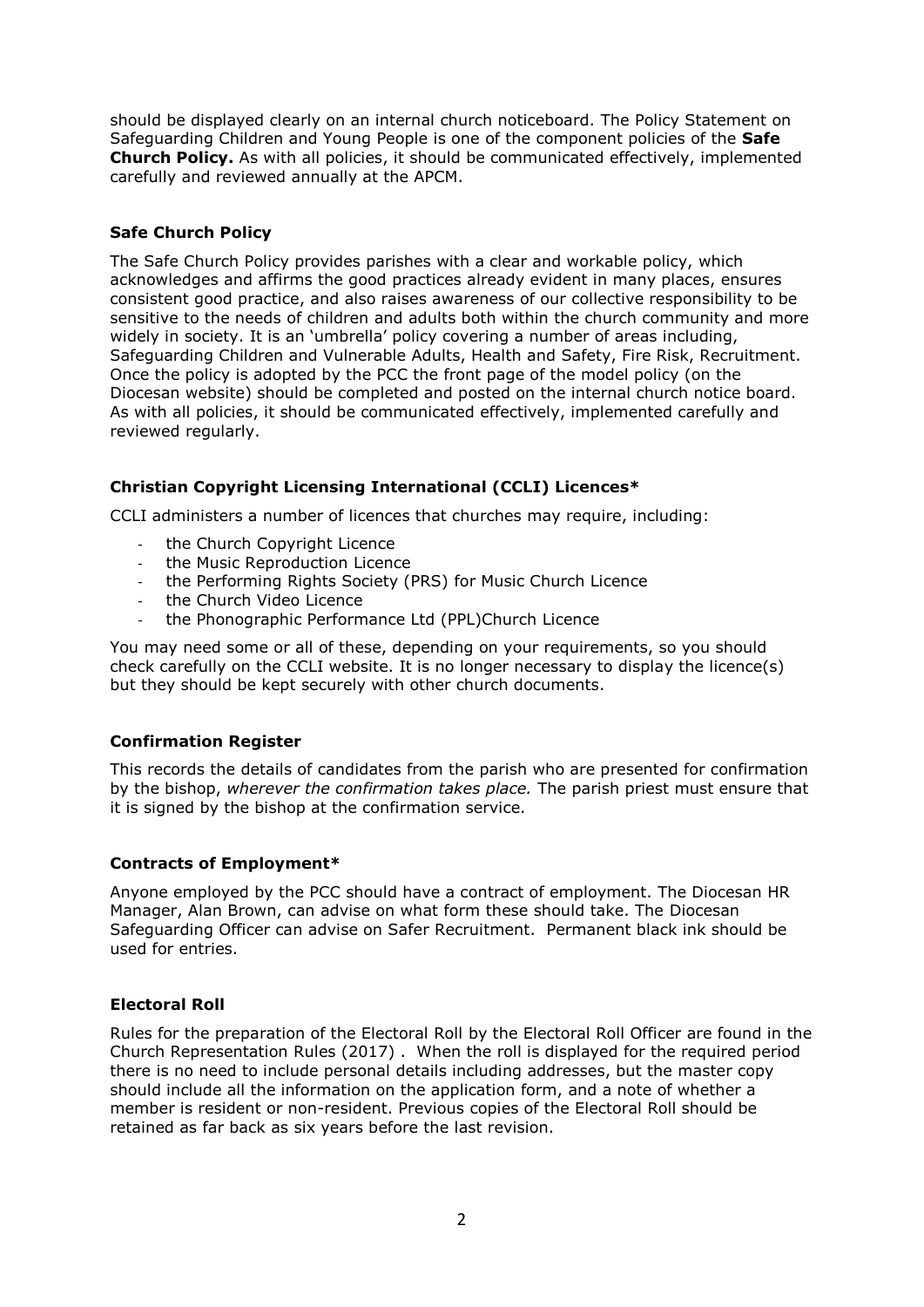should be displayed clearly on an internal church noticeboard. The Policy Statement on Safeguarding Children and Young People is one of the component policies of the **Safe Church Policy.** As with all policies, it should be communicated effectively, implemented carefully and reviewed annually at the APCM.

### Safe Church Policy

The Safe Church Policy provides parishes with a clear and workable policy, which acknowledges and affirms the good practices already evident in many places, ensures consistent good practice, and also raises awareness of our collective responsibility to be sensitive to the needs of children and adults both within the church community and more widely in society. It is an 'umbrella' policy covering a number of areas including, Safeguarding Children and Vulnerable Adults, Health and Safety, Fire Risk, Recruitment. Once the policy is adopted by the PCC the front page of the model policy (on the Diocesan website) should be completed and posted on the internal church notice board. As with all policies, it should be communicated effectively, implemented carefully and reviewed regularly.

### Christian Copyright Licensing International (CCLI) Licences*

CCLI administers a number of licences that churches may require, including:

- the Church Copyright Licence
- the Music Reproduction Licence
- the Performing Rights Society (PRS) for Music Church Licence
- the Church Video Licence
- the Phonographic Performance Ltd (PPL)Church Licence

You may need some or all of these, depending on your requirements, so you should check carefully on the CCLI website. It is no longer necessary to display the licence(s) but they should be kept securely with other church documents.

### Confirmation Register

This records the details of candidates from the parish who are presented for confirmation by the bishop, *wherever the confirmation takes place.* The parish priest must ensure that it is signed by the bishop at the confirmation service.

### Contracts of Employment*

Anyone employed by the PCC should have a contract of employment. The Diocesan HR Manager, Alan Brown, can advise on what form these should take. The Diocesan Safeguarding Officer can advise on Safer Recruitment. Permanent black ink should be used for entries.

### Electoral Roll

Rules for the preparation of the Electoral Roll by the Electoral Roll Officer are found in the Church Representation Rules (2017) . When the roll is displayed for the required period there is no need to include personal details including addresses, but the master copy should include all the information on the application form, and a note of whether a member is resident or non-resident. Previous copies of the Electoral Roll should be retained as far back as six years before the last revision.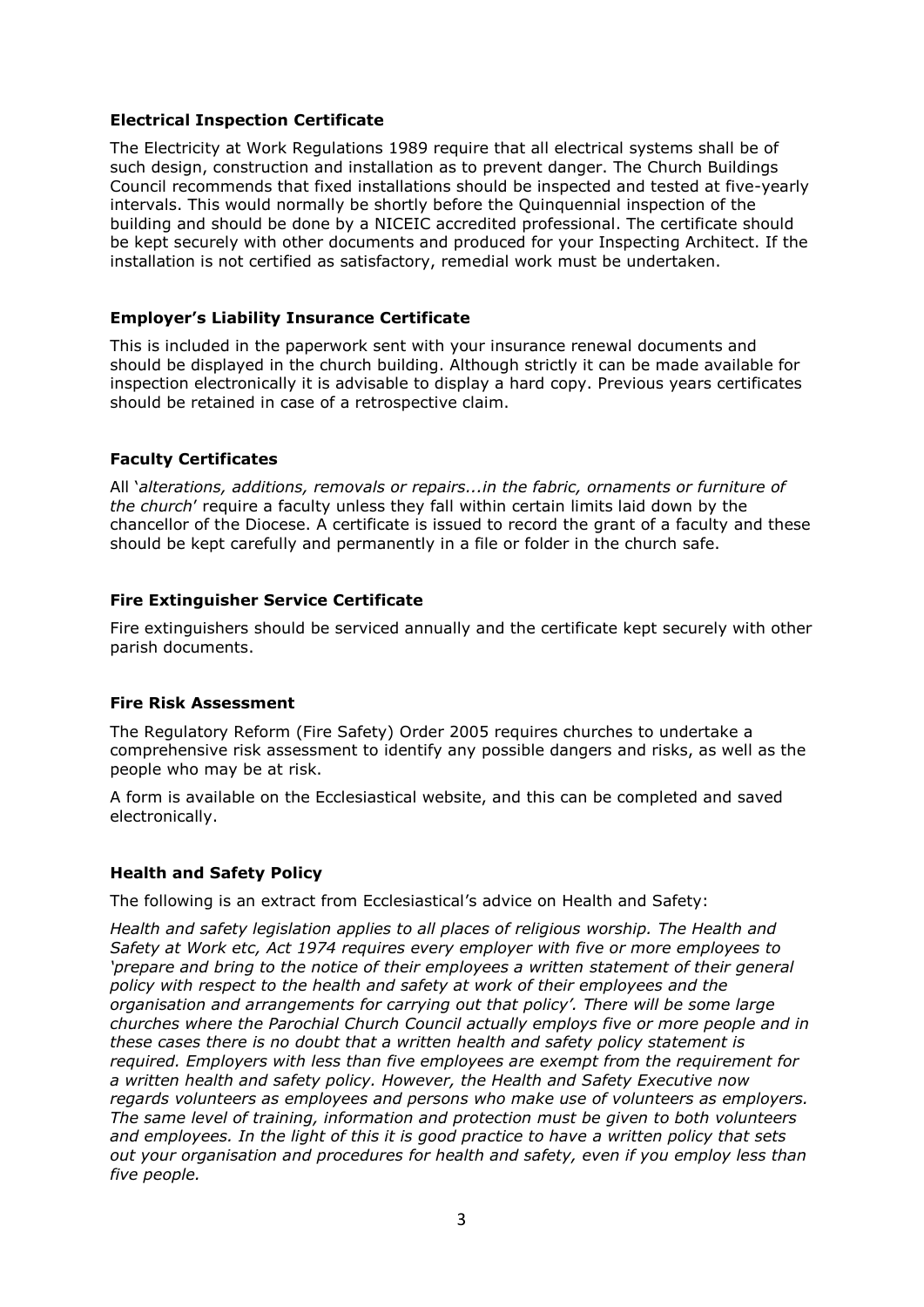**Electrical Inspection Certificate**

The Electricity at Work Regulations 1989 require that all electrical systems shall be of such design, construction and installation as to prevent danger. The Church Buildings Council recommends that fixed installations should be inspected and tested at five-yearly intervals. This would normally be shortly before the Quinquennial inspection of the building and should be done by a NICEIC accredited professional. The certificate should be kept securely with other documents and produced for your Inspecting Architect. If the installation is not certified as satisfactory, remedial work must be undertaken.

**Employer's Liability Insurance Certificate**

This is included in the paperwork sent with your insurance renewal documents and should be displayed in the church building. Although strictly it can be made available for inspection electronically it is advisable to display a hard copy. Previous years certificates should be retained in case of a retrospective claim.

**Faculty Certificates**

All '*alterations, additions, removals or repairs...in the fabric, ornaments or furniture of the church*' require a faculty unless they fall within certain limits laid down by the chancellor of the Diocese. A certificate is issued to record the grant of a faculty and these should be kept carefully and permanently in a file or folder in the church safe.

**Fire Extinguisher Service Certificate**

Fire extinguishers should be serviced annually and the certificate kept securely with other parish documents.

**Fire Risk Assessment**

The Regulatory Reform (Fire Safety) Order 2005 requires churches to undertake a comprehensive risk assessment to identify any possible dangers and risks, as well as the people who may be at risk.

A form is available on the Ecclesiastical website, and this can be completed and saved electronically.

**Health and Safety Policy**

The following is an extract from Ecclesiastical's advice on Health and Safety:

*Health and safety legislation applies to all places of religious worship. The Health and Safety at Work etc, Act 1974 requires every employer with five or more employees to 'prepare and bring to the notice of their employees a written statement of their general policy with respect to the health and safety at work of their employees and the organisation and arrangements for carrying out that policy'. There will be some large churches where the Parochial Church Council actually employs five or more people and in these cases there is no doubt that a written health and safety policy statement is required. Employers with less than five employees are exempt from the requirement for a written health and safety policy. However, the Health and Safety Executive now regards volunteers as employees and persons who make use of volunteers as employers. The same level of training, information and protection must be given to both volunteers and employees. In the light of this it is good practice to have a written policy that sets out your organisation and procedures for health and safety, even if you employ less than five people.*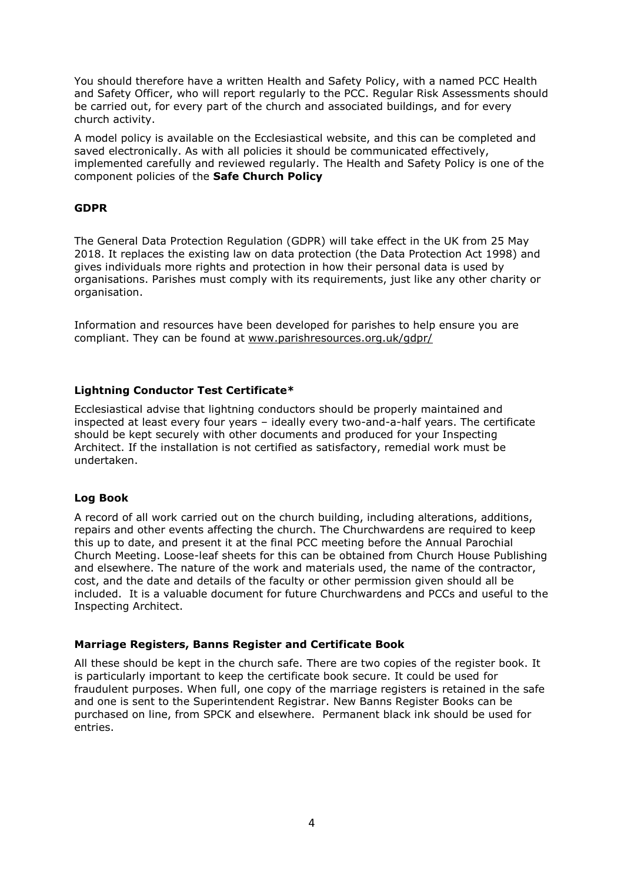You should therefore have a written Health and Safety Policy, with a named PCC Health and Safety Officer, who will report regularly to the PCC. Regular Risk Assessments should be carried out, for every part of the church and associated buildings, and for every church activity.

A model policy is available on the Ecclesiastical website, and this can be completed and saved electronically. As with all policies it should be communicated effectively, implemented carefully and reviewed regularly. The Health and Safety Policy is one of the component policies of the **Safe Church Policy**

**GDPR**

The General Data Protection Regulation (GDPR) will take effect in the UK from 25 May 2018. It replaces the existing law on data protection (the Data Protection Act 1998) and gives individuals more rights and protection in how their personal data is used by organisations. Parishes must comply with its requirements, just like any other charity or organisation.

Information and resources have been developed for parishes to help ensure you are compliant. They can be found at www.parishresources.org.uk/gdpr/

**Lightning Conductor Test Certificate***

Ecclesiastical advise that lightning conductors should be properly maintained and inspected at least every four years – ideally every two-and-a-half years. The certificate should be kept securely with other documents and produced for your Inspecting Architect. If the installation is not certified as satisfactory, remedial work must be undertaken.

**Log Book**

A record of all work carried out on the church building, including alterations, additions, repairs and other events affecting the church. The Churchwardens are required to keep this up to date, and present it at the final PCC meeting before the Annual Parochial Church Meeting. Loose-leaf sheets for this can be obtained from Church House Publishing and elsewhere. The nature of the work and materials used, the name of the contractor, cost, and the date and details of the faculty or other permission given should all be included. It is a valuable document for future Churchwardens and PCCs and useful to the Inspecting Architect.

**Marriage Registers, Banns Register and Certificate Book**

All these should be kept in the church safe. There are two copies of the register book. It is particularly important to keep the certificate book secure. It could be used for fraudulent purposes. When full, one copy of the marriage registers is retained in the safe and one is sent to the Superintendent Registrar. New Banns Register Books can be purchased on line, from SPCK and elsewhere. Permanent black ink should be used for entries.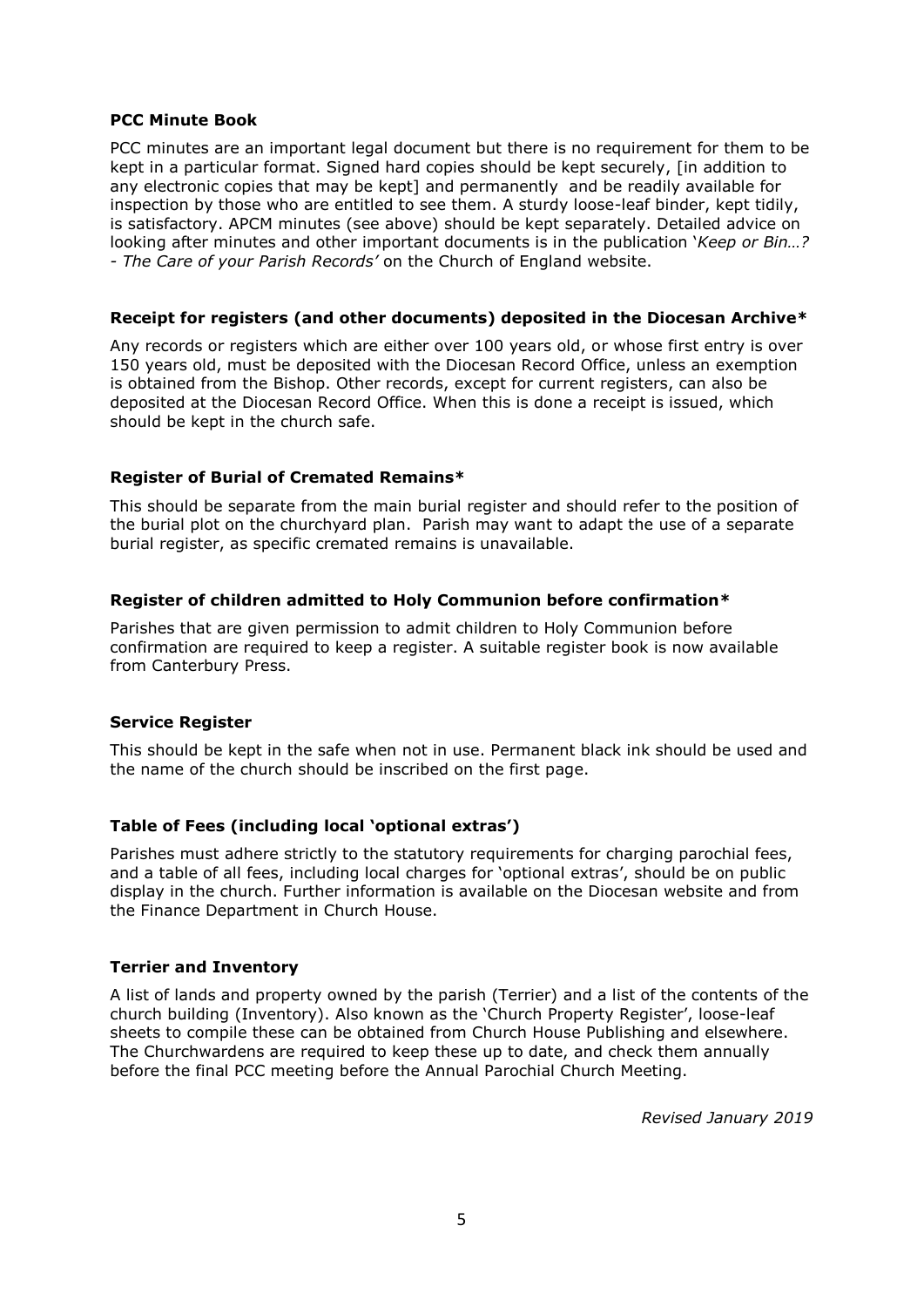**PCC Minute Book**

PCC minutes are an important legal document but there is no requirement for them to be kept in a particular format. Signed hard copies should be kept securely, [in addition to any electronic copies that may be kept] and permanently and be readily available for inspection by those who are entitled to see them. A sturdy loose-leaf binder, kept tidily, is satisfactory. APCM minutes (see above) should be kept separately. Detailed advice on looking after minutes and other important documents is in the publication '*Keep or Bin…? - The Care of your Parish Records'* on the Church of England website.

**Receipt for registers (and other documents) deposited in the Diocesan Archive***

Any records or registers which are either over 100 years old, or whose first entry is over 150 years old, must be deposited with the Diocesan Record Office, unless an exemption is obtained from the Bishop. Other records, except for current registers, can also be deposited at the Diocesan Record Office. When this is done a receipt is issued, which should be kept in the church safe.

**Register of Burial of Cremated Remains***

This should be separate from the main burial register and should refer to the position of the burial plot on the churchyard plan. Parish may want to adapt the use of a separate burial register, as specific cremated remains is unavailable.

**Register of children admitted to Holy Communion before confirmation***

Parishes that are given permission to admit children to Holy Communion before confirmation are required to keep a register. A suitable register book is now available from Canterbury Press.

**Service Register**

This should be kept in the safe when not in use. Permanent black ink should be used and the name of the church should be inscribed on the first page.

**Table of Fees (including local 'optional extras')**

Parishes must adhere strictly to the statutory requirements for charging parochial fees, and a table of all fees, including local charges for 'optional extras', should be on public display in the church. Further information is available on the Diocesan website and from the Finance Department in Church House.

**Terrier and Inventory**

A list of lands and property owned by the parish (Terrier) and a list of the contents of the church building (Inventory). Also known as the 'Church Property Register', loose-leaf sheets to compile these can be obtained from Church House Publishing and elsewhere. The Churchwardens are required to keep these up to date, and check them annually before the final PCC meeting before the Annual Parochial Church Meeting.

*Revised January 2019*